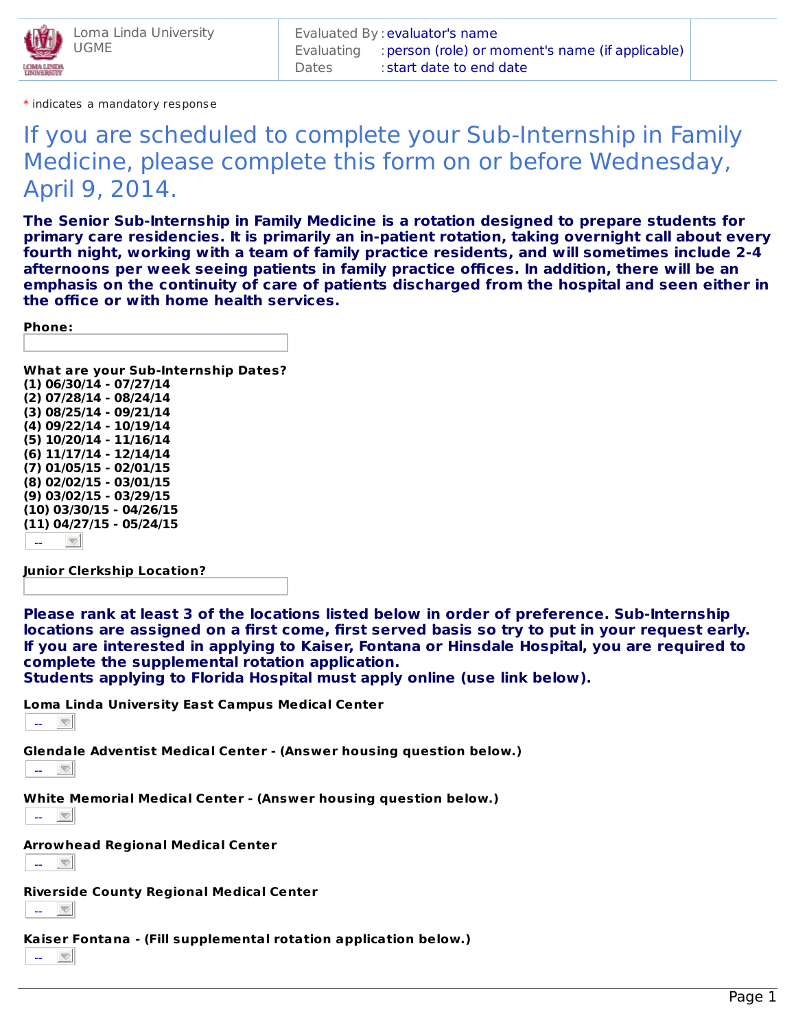Loma Linda University
UGME

Evaluated By : evaluator's name
Evaluating : person (role) or moment's name (if applicable)
Dates : start date to end date

\* indicates a mandatory response

# If you are scheduled to complete your Sub-Internship in Family Medicine, please complete this form on or before Wednesday, April 9, 2014.

**The Senior Sub-Internship in Family Medicine is a rotation designed to prepare students for primary care residencies. It is primarily an in-patient rotation, taking overnight call about every fourth night, working with a team of family practice residents, and will sometimes include 2-4 afternoons per week seeing patients in family practice offices. In addition, there will be an emphasis on the continuity of care of patients discharged from the hospital and seen either in the office or with home health services.**

**Phone:**

**What are your Sub-Internship Dates?**
**(1) 06/30/14 - 07/27/14**
**(2) 07/28/14 - 08/24/14**
**(3) 08/25/14 - 09/21/14**
**(4) 09/22/14 - 10/19/14**
**(5) 10/20/14 - 11/16/14**
**(6) 11/17/14 - 12/14/14**
**(7) 01/05/15 - 02/01/15**
**(8) 02/02/15 - 03/01/15**
**(9) 03/02/15 - 03/29/15**
**(10) 03/30/15 - 04/26/15**
**(11) 04/27/15 - 05/24/15**

--

**Junior Clerkship Location?**

**Please rank at least 3 of the locations listed below in order of preference. Sub-Internship locations are assigned on a first come, first served basis so try to put in your request early. If you are interested in applying to Kaiser, Fontana or Hinsdale Hospital, you are required to complete the supplemental rotation application.**
**Students applying to Florida Hospital must apply online (use link below).**

**Loma Linda University East Campus Medical Center**

--

**Glendale Adventist Medical Center - (Answer housing question below.)**

--

**White Memorial Medical Center - (Answer housing question below.)**

--

**Arrowhead Regional Medical Center**

--

**Riverside County Regional Medical Center**

--

**Kaiser Fontana - (Fill supplemental rotation application below.)**

--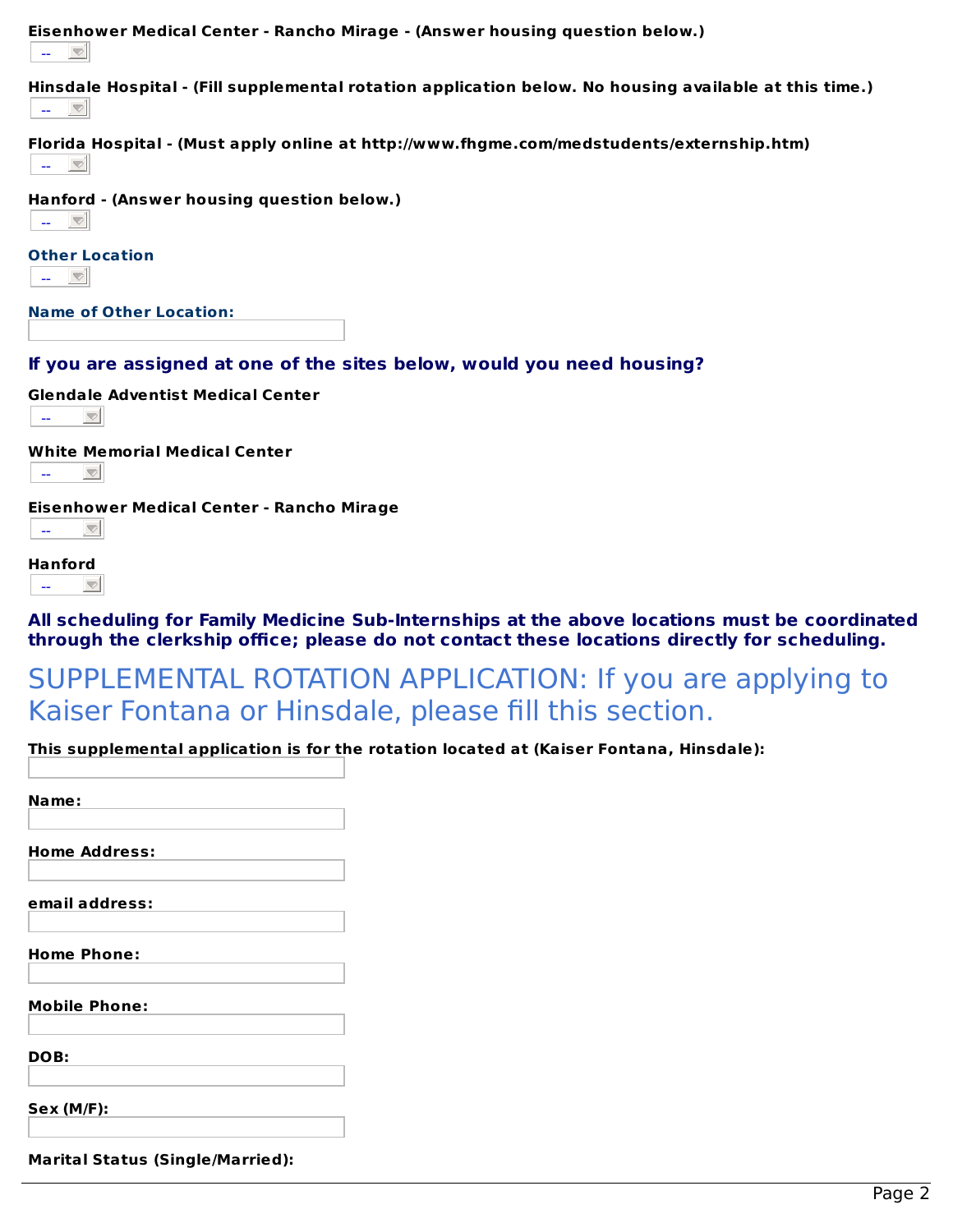**Eisenhower Medical Center - Rancho Mirage - (Answer housing question below.)**

--

**Hinsdale Hospital - (Fill supplemental rotation application below. No housing available at this time.)**

--

**Florida Hospital - (Must apply online at http://www.fhgme.com/medstudents/externship.htm)**

--

**Hanford - (Answer housing question below.)**

--

**Other Location**

--

**Name of Other Location:**

**If you are assigned at one of the sites below, would you need housing?**

**Glendale Adventist Medical Center**

--

**White Memorial Medical Center**

--

**Eisenhower Medical Center - Rancho Mirage**

--

**Hanford**

--

**All scheduling for Family Medicine Sub-Internships at the above locations must be coordinated through the clerkship office; please do not contact these locations directly for scheduling.**

## SUPPLEMENTAL ROTATION APPLICATION: If you are applying to Kaiser Fontana or Hinsdale, please fill this section.

**This supplemental application is for the rotation located at (Kaiser Fontana, Hinsdale):**

**Name:**

**Home Address:**

**email address:**

**Home Phone:**

**Mobile Phone:**

**DOB:**

**Sex (M/F):**

**Marital Status (Single/Married):**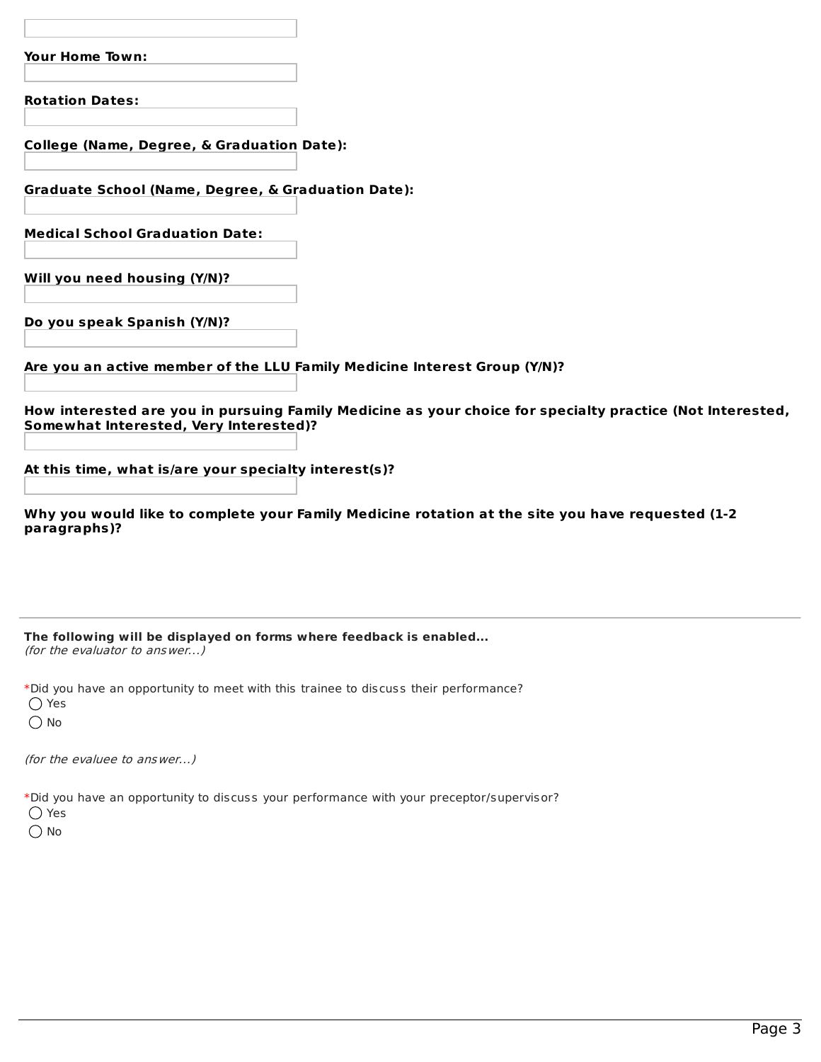**Your Home Town:**

**Rotation Dates:**

**College (Name, Degree, & Graduation Date):**

**Graduate School (Name, Degree, & Graduation Date):**

**Medical School Graduation Date:**

**Will you need housing (Y/N)?**

**Do you speak Spanish (Y/N)?**

**Are you an active member of the LLU Family Medicine Interest Group (Y/N)?**

**How interested are you in pursuing Family Medicine as your choice for specialty practice (Not Interested, Somewhat Interested, Very Interested)?**

**At this time, what is/are your specialty interest(s)?**

**Why you would like to complete your Family Medicine rotation at the site you have requested (1-2 paragraphs)?**

---

**The following will be displayed on forms where feedback is enabled...**
*(for the evaluator to answer...)*

*Did you have an opportunity to meet with this trainee to discuss their performance?
- ◯ Yes
- ◯ No

*(for the evaluee to answer...)*

*Did you have an opportunity to discuss your performance with your preceptor/supervisor?
- ◯ Yes
- ◯ No